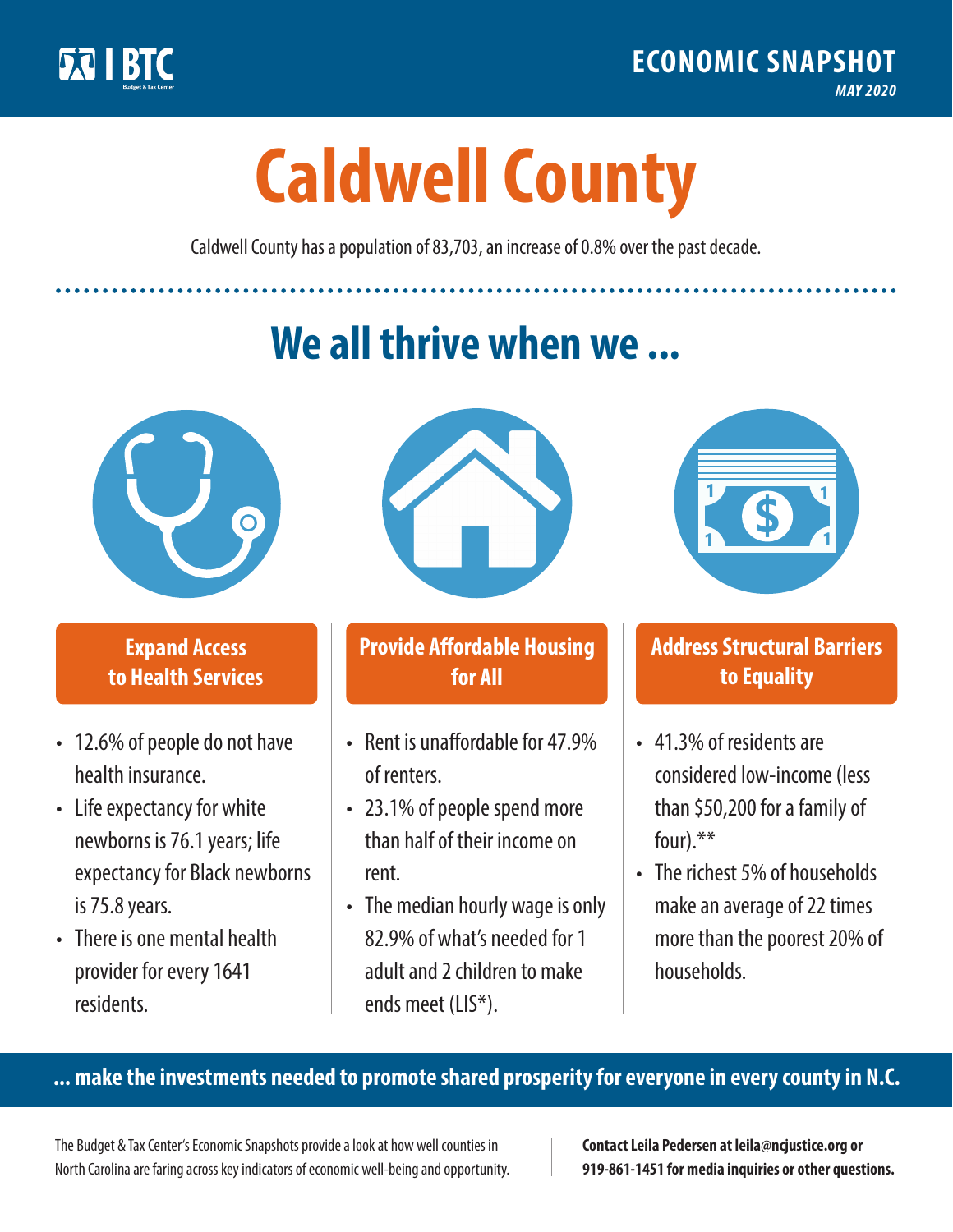BTC Budget & Tax Center

ECONOMIC SNAPSHOT

*MAY 2020*

# Caldwell County

Caldwell County has a population of 83,703, an increase of 0.8% over the past decade.

## We all thrive when we ...

### Expand Access to Health Services

- 12.6% of people do not have health insurance.
- Life expectancy for white newborns is 76.1 years; life expectancy for Black newborns is 75.8 years.
- There is one mental health provider for every 1641 residents.

### Provide Affordable Housing for All

- Rent is unaffordable for 47.9% of renters.
- 23.1% of people spend more than half of their income on rent.
- The median hourly wage is only 82.9% of what's needed for 1 adult and 2 children to make ends meet (LIS*).

### Address Structural Barriers to Equality

- 41.3% of residents are considered low-income (less than $50,200 for a family of four).**
- The richest 5% of households make an average of 22 times more than the poorest 20% of households.

**... make the investments needed to promote shared prosperity for everyone in every county in N.C.**

The Budget & Tax Center's Economic Snapshots provide a look at how well counties in North Carolina are faring across key indicators of economic well-being and opportunity.

**Contact Leila Pedersen at leila@ncjustice.org or 919-861-1451 for media inquiries or other questions.**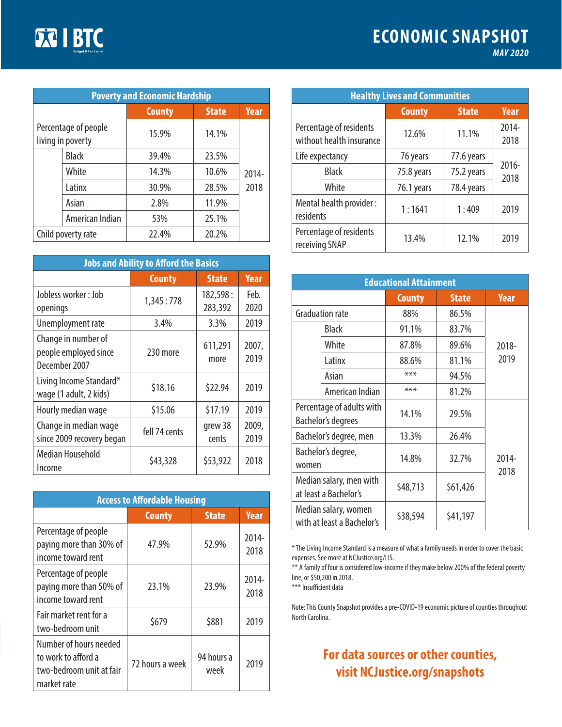# ECONOMIC SNAPSHOT

*MAY 2020*

| Poverty and Economic Hardship | | County | State | Year |
|---|---|---|---|---|
| Percentage of people living in poverty | | 15.9% | 14.1% | 2014-2018 |
| | Black | 39.4% | 23.5% | |
| | White | 14.3% | 10.6% | |
| | Latinx | 30.9% | 28.5% | |
| | Asian | 2.8% | 11.9% | |
| | American Indian | 53% | 25.1% | |
| Child poverty rate | | 22.4% | 20.2% | |

| Jobs and Ability to Afford the Basics | County | State | Year |
|---|---|---|---|
| Jobless worker : Job openings | 1,345 : 778 | 182,598 : 283,392 | Feb. 2020 |
| Unemployment rate | 3.4% | 3.3% | 2019 |
| Change in number of people employed since December 2007 | 230 more | 611,291 more | 2007, 2019 |
| Living Income Standard* wage (1 adult, 2 kids) | $18.16 | $22.94 | 2019 |
| Hourly median wage | $15.06 | $17.19 | 2019 |
| Change in median wage since 2009 recovery began | fell 74 cents | grew 38 cents | 2009, 2019 |
| Median Household Income | $43,328 | $53,922 | 2018 |

| Access to Affordable Housing | County | State | Year |
|---|---|---|---|
| Percentage of people paying more than 30% of income toward rent | 47.9% | 52.9% | 2014-2018 |
| Percentage of people paying more than 50% of income toward rent | 23.1% | 23.9% | 2014-2018 |
| Fair market rent for a two-bedroom unit | $679 | $881 | 2019 |
| Number of hours needed to work to afford a two-bedroom unit at fair market rate | 72 hours a week | 94 hours a week | 2019 |

| Healthy Lives and Communities | | County | State | Year |
|---|---|---|---|---|
| Percentage of residents without health insurance | | 12.6% | 11.1% | 2014-2018 |
| Life expectancy | | 76 years | 77.6 years | 2016-2018 |
| | Black | 75.8 years | 75.2 years | |
| | White | 76.1 years | 78.4 years | |
| Mental health provider : residents | | 1 : 1641 | 1 : 409 | 2019 |
| Percentage of residents receiving SNAP | | 13.4% | 12.1% | 2019 |

| Educational Attainment | | County | State | Year |
|---|---|---|---|---|
| Graduation rate | | 88% | 86.5% | 2018-2019 |
| | Black | 91.1% | 83.7% | |
| | White | 87.8% | 89.6% | |
| | Latinx | 88.6% | 81.1% | |
| | Asian | *** | 94.5% | |
| | American Indian | *** | 81.2% | |
| Percentage of adults with Bachelor's degrees | | 14.1% | 29.5% | 2014-2018 |
| Bachelor's degree, men | | 13.3% | 26.4% | |
| Bachelor's degree, women | | 14.8% | 32.7% | |
| Median salary, men with at least a Bachelor's | | $48,713 | $61,426 | |
| Median salary, women with at least a Bachelor's | | $38,594 | $41,197 | |

* The Living Income Standard is a measure of what a family needs in order to cover the basic expenses. See more at NCJustice.org/LIS.
** A family of four is considered low-income if they make below 200% of the federal poverty line, or $50,200 in 2018.
*** Insufficient data

Note: This County Snapshot provides a pre-COVID-19 economic picture of counties throughout North Carolina.

**For data sources or other counties, visit NCJustice.org/snapshots**